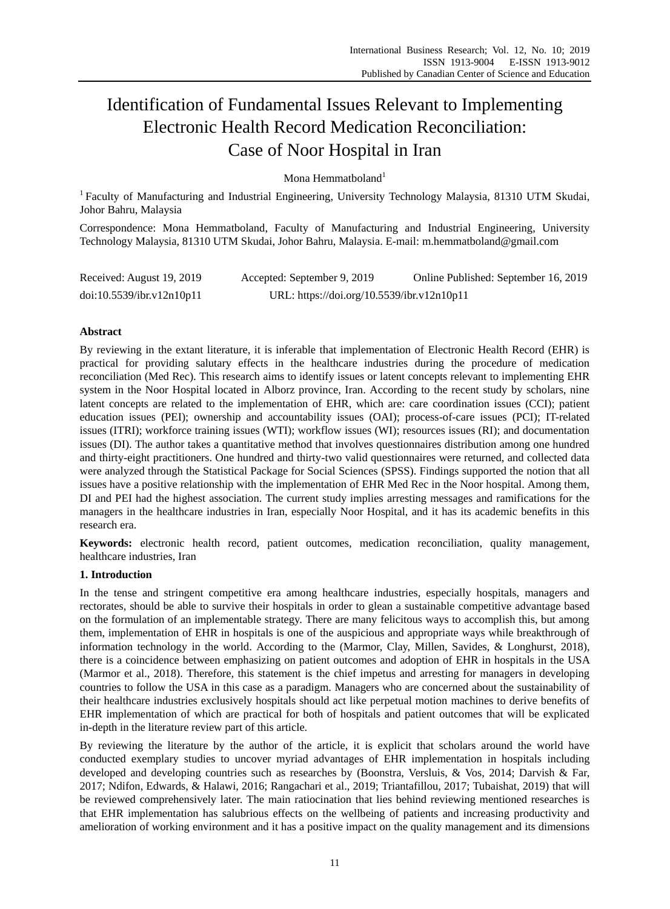# Identification of Fundamental Issues Relevant to Implementing Electronic Health Record Medication Reconciliation: Case of Noor Hospital in Iran

Mona Hemmatboland[1]

[1] Faculty of Manufacturing and Industrial Engineering, University Technology Malaysia, 81310 UTM Skudai, Johor Bahru, Malaysia

Correspondence: Mona Hemmatboland, Faculty of Manufacturing and Industrial Engineering, University Technology Malaysia, 81310 UTM Skudai, Johor Bahru, Malaysia. E-mail: m.hemmatboland@gmail.com

Received: August 19, 2019 Accepted: September 9, 2019 Online Published: September 16, 2019

doi:10.5539/ibr.v12n10p11 URL: https://doi.org/10.5539/ibr.v12n10p11

## Abstract

By reviewing in the extant literature, it is inferable that implementation of Electronic Health Record (EHR) is practical for providing salutary effects in the healthcare industries during the procedure of medication reconciliation (Med Rec). This research aims to identify issues or latent concepts relevant to implementing EHR system in the Noor Hospital located in Alborz province, Iran. According to the recent study by scholars, nine latent concepts are related to the implementation of EHR, which are: care coordination issues (CCI); patient education issues (PEI); ownership and accountability issues (OAI); process-of-care issues (PCI); IT-related issues (ITRI); workforce training issues (WTI); workflow issues (WI); resources issues (RI); and documentation issues (DI). The author takes a quantitative method that involves questionnaires distribution among one hundred and thirty-eight practitioners. One hundred and thirty-two valid questionnaires were returned, and collected data were analyzed through the Statistical Package for Social Sciences (SPSS). Findings supported the notion that all issues have a positive relationship with the implementation of EHR Med Rec in the Noor hospital. Among them, DI and PEI had the highest association. The current study implies arresting messages and ramifications for the managers in the healthcare industries in Iran, especially Noor Hospital, and it has its academic benefits in this research era.

**Keywords:** electronic health record, patient outcomes, medication reconciliation, quality management, healthcare industries, Iran

## 1. Introduction

In the tense and stringent competitive era among healthcare industries, especially hospitals, managers and rectorates, should be able to survive their hospitals in order to glean a sustainable competitive advantage based on the formulation of an implementable strategy. There are many felicitous ways to accomplish this, but among them, implementation of EHR in hospitals is one of the auspicious and appropriate ways while breakthrough of information technology in the world. According to the (Marmor, Clay, Millen, Savides, & Longhurst, 2018), there is a coincidence between emphasizing on patient outcomes and adoption of EHR in hospitals in the USA (Marmor et al., 2018). Therefore, this statement is the chief impetus and arresting for managers in developing countries to follow the USA in this case as a paradigm. Managers who are concerned about the sustainability of their healthcare industries exclusively hospitals should act like perpetual motion machines to derive benefits of EHR implementation of which are practical for both of hospitals and patient outcomes that will be explicated in-depth in the literature review part of this article.

By reviewing the literature by the author of the article, it is explicit that scholars around the world have conducted exemplary studies to uncover myriad advantages of EHR implementation in hospitals including developed and developing countries such as researches by (Boonstra, Versluis, & Vos, 2014; Darvish & Far, 2017; Ndifon, Edwards, & Halawi, 2016; Rangachari et al., 2019; Triantafillou, 2017; Tubaishat, 2019) that will be reviewed comprehensively later. The main ratiocination that lies behind reviewing mentioned researches is that EHR implementation has salubrious effects on the wellbeing of patients and increasing productivity and amelioration of working environment and it has a positive impact on the quality management and its dimensions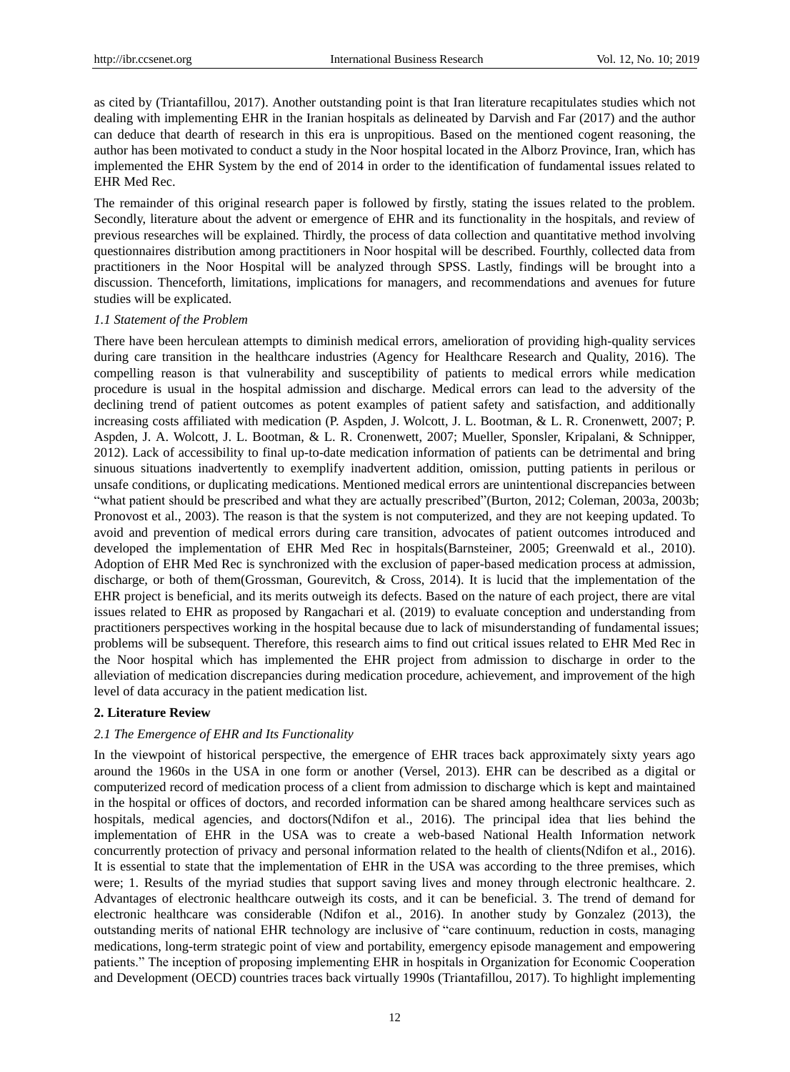as cited by (Triantafillou, 2017). Another outstanding point is that Iran literature recapitulates studies which not dealing with implementing EHR in the Iranian hospitals as delineated by Darvish and Far (2017) and the author can deduce that dearth of research in this era is unpropitious. Based on the mentioned cogent reasoning, the author has been motivated to conduct a study in the Noor hospital located in the Alborz Province, Iran, which has implemented the EHR System by the end of 2014 in order to the identification of fundamental issues related to EHR Med Rec.

The remainder of this original research paper is followed by firstly, stating the issues related to the problem. Secondly, literature about the advent or emergence of EHR and its functionality in the hospitals, and review of previous researches will be explained. Thirdly, the process of data collection and quantitative method involving questionnaires distribution among practitioners in Noor hospital will be described. Fourthly, collected data from practitioners in the Noor Hospital will be analyzed through SPSS. Lastly, findings will be brought into a discussion. Thenceforth, limitations, implications for managers, and recommendations and avenues for future studies will be explicated.

### *1.1 Statement of the Problem*

There have been herculean attempts to diminish medical errors, amelioration of providing high-quality services during care transition in the healthcare industries (Agency for Healthcare Research and Quality, 2016). The compelling reason is that vulnerability and susceptibility of patients to medical errors while medication procedure is usual in the hospital admission and discharge. Medical errors can lead to the adversity of the declining trend of patient outcomes as potent examples of patient safety and satisfaction, and additionally increasing costs affiliated with medication (P. Aspden, J. Wolcott, J. L. Bootman, & L. R. Cronenwett, 2007; P. Aspden, J. A. Wolcott, J. L. Bootman, & L. R. Cronenwett, 2007; Mueller, Sponsler, Kripalani, & Schnipper, 2012). Lack of accessibility to final up-to-date medication information of patients can be detrimental and bring sinuous situations inadvertently to exemplify inadvertent addition, omission, putting patients in perilous or unsafe conditions, or duplicating medications. Mentioned medical errors are unintentional discrepancies between "what patient should be prescribed and what they are actually prescribed"(Burton, 2012; Coleman, 2003a, 2003b; Pronovost et al., 2003). The reason is that the system is not computerized, and they are not keeping updated. To avoid and prevention of medical errors during care transition, advocates of patient outcomes introduced and developed the implementation of EHR Med Rec in hospitals(Barnsteiner, 2005; Greenwald et al., 2010). Adoption of EHR Med Rec is synchronized with the exclusion of paper-based medication process at admission, discharge, or both of them(Grossman, Gourevitch, & Cross, 2014). It is lucid that the implementation of the EHR project is beneficial, and its merits outweigh its defects. Based on the nature of each project, there are vital issues related to EHR as proposed by Rangachari et al. (2019) to evaluate conception and understanding from practitioners perspectives working in the hospital because due to lack of misunderstanding of fundamental issues; problems will be subsequent. Therefore, this research aims to find out critical issues related to EHR Med Rec in the Noor hospital which has implemented the EHR project from admission to discharge in order to the alleviation of medication discrepancies during medication procedure, achievement, and improvement of the high level of data accuracy in the patient medication list.

## 2. Literature Review

### *2.1 The Emergence of EHR and Its Functionality*

In the viewpoint of historical perspective, the emergence of EHR traces back approximately sixty years ago around the 1960s in the USA in one form or another (Versel, 2013). EHR can be described as a digital or computerized record of medication process of a client from admission to discharge which is kept and maintained in the hospital or offices of doctors, and recorded information can be shared among healthcare services such as hospitals, medical agencies, and doctors(Ndifon et al., 2016). The principal idea that lies behind the implementation of EHR in the USA was to create a web-based National Health Information network concurrently protection of privacy and personal information related to the health of clients(Ndifon et al., 2016). It is essential to state that the implementation of EHR in the USA was according to the three premises, which were; 1. Results of the myriad studies that support saving lives and money through electronic healthcare. 2. Advantages of electronic healthcare outweigh its costs, and it can be beneficial. 3. The trend of demand for electronic healthcare was considerable (Ndifon et al., 2016). In another study by Gonzalez (2013), the outstanding merits of national EHR technology are inclusive of "care continuum, reduction in costs, managing medications, long-term strategic point of view and portability, emergency episode management and empowering patients." The inception of proposing implementing EHR in hospitals in Organization for Economic Cooperation and Development (OECD) countries traces back virtually 1990s (Triantafillou, 2017). To highlight implementing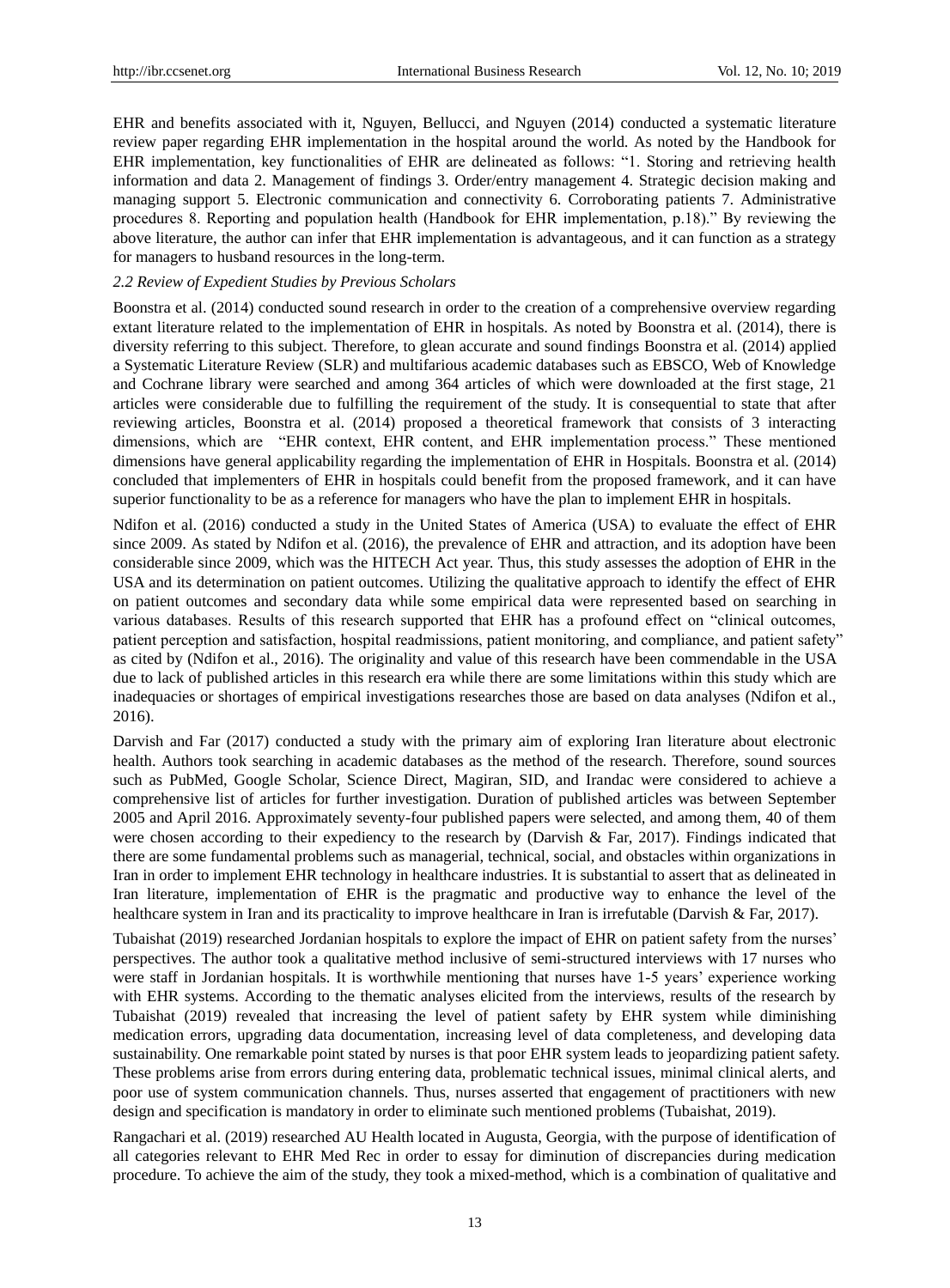EHR and benefits associated with it, Nguyen, Bellucci, and Nguyen (2014) conducted a systematic literature review paper regarding EHR implementation in the hospital around the world. As noted by the Handbook for EHR implementation, key functionalities of EHR are delineated as follows: "1. Storing and retrieving health information and data 2. Management of findings 3. Order/entry management 4. Strategic decision making and managing support 5. Electronic communication and connectivity 6. Corroborating patients 7. Administrative procedures 8. Reporting and population health (Handbook for EHR implementation, p.18)." By reviewing the above literature, the author can infer that EHR implementation is advantageous, and it can function as a strategy for managers to husband resources in the long-term.

### *2.2 Review of Expedient Studies by Previous Scholars*

Boonstra et al. (2014) conducted sound research in order to the creation of a comprehensive overview regarding extant literature related to the implementation of EHR in hospitals. As noted by Boonstra et al. (2014), there is diversity referring to this subject. Therefore, to glean accurate and sound findings Boonstra et al. (2014) applied a Systematic Literature Review (SLR) and multifarious academic databases such as EBSCO, Web of Knowledge and Cochrane library were searched and among 364 articles of which were downloaded at the first stage, 21 articles were considerable due to fulfilling the requirement of the study. It is consequential to state that after reviewing articles, Boonstra et al. (2014) proposed a theoretical framework that consists of 3 interacting dimensions, which are "EHR context, EHR content, and EHR implementation process." These mentioned dimensions have general applicability regarding the implementation of EHR in Hospitals. Boonstra et al. (2014) concluded that implementers of EHR in hospitals could benefit from the proposed framework, and it can have superior functionality to be as a reference for managers who have the plan to implement EHR in hospitals.

Ndifon et al. (2016) conducted a study in the United States of America (USA) to evaluate the effect of EHR since 2009. As stated by Ndifon et al. (2016), the prevalence of EHR and attraction, and its adoption have been considerable since 2009, which was the HITECH Act year. Thus, this study assesses the adoption of EHR in the USA and its determination on patient outcomes. Utilizing the qualitative approach to identify the effect of EHR on patient outcomes and secondary data while some empirical data were represented based on searching in various databases. Results of this research supported that EHR has a profound effect on "clinical outcomes, patient perception and satisfaction, hospital readmissions, patient monitoring, and compliance, and patient safety" as cited by (Ndifon et al., 2016). The originality and value of this research have been commendable in the USA due to lack of published articles in this research era while there are some limitations within this study which are inadequacies or shortages of empirical investigations researches those are based on data analyses (Ndifon et al., 2016).

Darvish and Far (2017) conducted a study with the primary aim of exploring Iran literature about electronic health. Authors took searching in academic databases as the method of the research. Therefore, sound sources such as PubMed, Google Scholar, Science Direct, Magiran, SID, and Irandac were considered to achieve a comprehensive list of articles for further investigation. Duration of published articles was between September 2005 and April 2016. Approximately seventy-four published papers were selected, and among them, 40 of them were chosen according to their expediency to the research by (Darvish & Far, 2017). Findings indicated that there are some fundamental problems such as managerial, technical, social, and obstacles within organizations in Iran in order to implement EHR technology in healthcare industries. It is substantial to assert that as delineated in Iran literature, implementation of EHR is the pragmatic and productive way to enhance the level of the healthcare system in Iran and its practicality to improve healthcare in Iran is irrefutable (Darvish & Far, 2017).

Tubaishat (2019) researched Jordanian hospitals to explore the impact of EHR on patient safety from the nurses' perspectives. The author took a qualitative method inclusive of semi-structured interviews with 17 nurses who were staff in Jordanian hospitals. It is worthwhile mentioning that nurses have 1-5 years' experience working with EHR systems. According to the thematic analyses elicited from the interviews, results of the research by Tubaishat (2019) revealed that increasing the level of patient safety by EHR system while diminishing medication errors, upgrading data documentation, increasing level of data completeness, and developing data sustainability. One remarkable point stated by nurses is that poor EHR system leads to jeopardizing patient safety. These problems arise from errors during entering data, problematic technical issues, minimal clinical alerts, and poor use of system communication channels. Thus, nurses asserted that engagement of practitioners with new design and specification is mandatory in order to eliminate such mentioned problems (Tubaishat, 2019).

Rangachari et al. (2019) researched AU Health located in Augusta, Georgia, with the purpose of identification of all categories relevant to EHR Med Rec in order to essay for diminution of discrepancies during medication procedure. To achieve the aim of the study, they took a mixed-method, which is a combination of qualitative and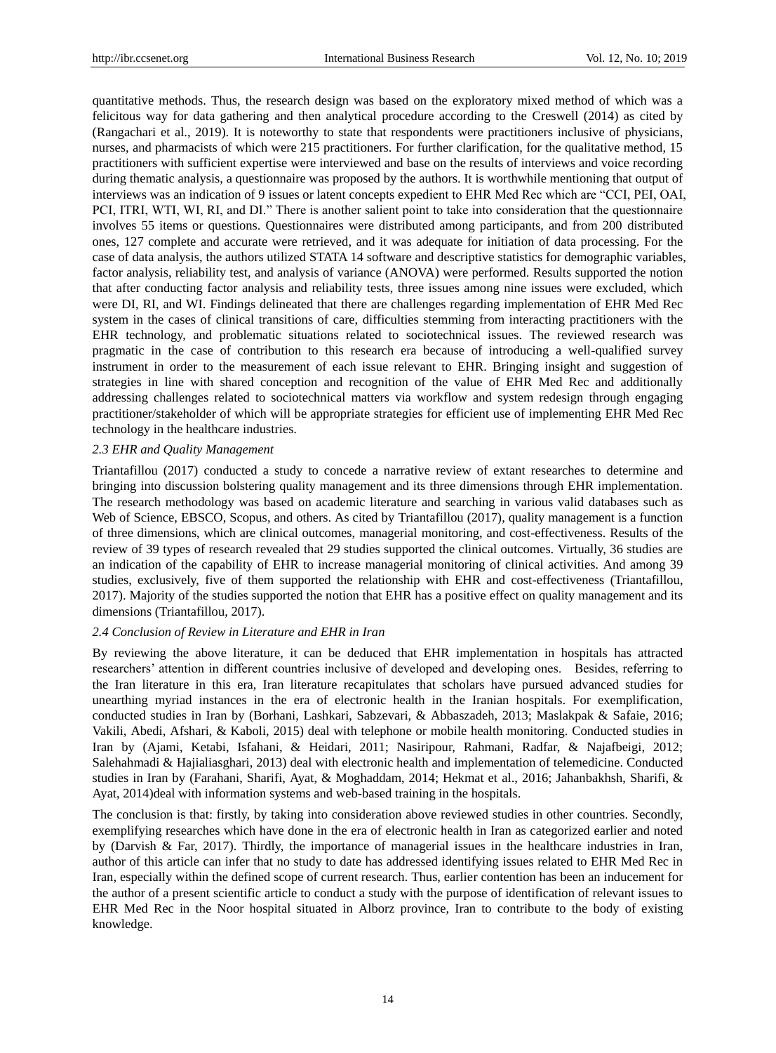quantitative methods. Thus, the research design was based on the exploratory mixed method of which was a felicitous way for data gathering and then analytical procedure according to the Creswell (2014) as cited by (Rangachari et al., 2019). It is noteworthy to state that respondents were practitioners inclusive of physicians, nurses, and pharmacists of which were 215 practitioners. For further clarification, for the qualitative method, 15 practitioners with sufficient expertise were interviewed and base on the results of interviews and voice recording during thematic analysis, a questionnaire was proposed by the authors. It is worthwhile mentioning that output of interviews was an indication of 9 issues or latent concepts expedient to EHR Med Rec which are "CCI, PEI, OAI, PCI, ITRI, WTI, WI, RI, and DI." There is another salient point to take into consideration that the questionnaire involves 55 items or questions. Questionnaires were distributed among participants, and from 200 distributed ones, 127 complete and accurate were retrieved, and it was adequate for initiation of data processing. For the case of data analysis, the authors utilized STATA 14 software and descriptive statistics for demographic variables, factor analysis, reliability test, and analysis of variance (ANOVA) were performed. Results supported the notion that after conducting factor analysis and reliability tests, three issues among nine issues were excluded, which were DI, RI, and WI. Findings delineated that there are challenges regarding implementation of EHR Med Rec system in the cases of clinical transitions of care, difficulties stemming from interacting practitioners with the EHR technology, and problematic situations related to sociotechnical issues. The reviewed research was pragmatic in the case of contribution to this research era because of introducing a well-qualified survey instrument in order to the measurement of each issue relevant to EHR. Bringing insight and suggestion of strategies in line with shared conception and recognition of the value of EHR Med Rec and additionally addressing challenges related to sociotechnical matters via workflow and system redesign through engaging practitioner/stakeholder of which will be appropriate strategies for efficient use of implementing EHR Med Rec technology in the healthcare industries.

### *2.3 EHR and Quality Management*

Triantafillou (2017) conducted a study to concede a narrative review of extant researches to determine and bringing into discussion bolstering quality management and its three dimensions through EHR implementation. The research methodology was based on academic literature and searching in various valid databases such as Web of Science, EBSCO, Scopus, and others. As cited by Triantafillou (2017), quality management is a function of three dimensions, which are clinical outcomes, managerial monitoring, and cost-effectiveness. Results of the review of 39 types of research revealed that 29 studies supported the clinical outcomes. Virtually, 36 studies are an indication of the capability of EHR to increase managerial monitoring of clinical activities. And among 39 studies, exclusively, five of them supported the relationship with EHR and cost-effectiveness (Triantafillou, 2017). Majority of the studies supported the notion that EHR has a positive effect on quality management and its dimensions (Triantafillou, 2017).

### *2.4 Conclusion of Review in Literature and EHR in Iran*

By reviewing the above literature, it can be deduced that EHR implementation in hospitals has attracted researchers' attention in different countries inclusive of developed and developing ones. Besides, referring to the Iran literature in this era, Iran literature recapitulates that scholars have pursued advanced studies for unearthing myriad instances in the era of electronic health in the Iranian hospitals. For exemplification, conducted studies in Iran by (Borhani, Lashkari, Sabzevari, & Abbaszadeh, 2013; Maslakpak & Safaie, 2016; Vakili, Abedi, Afshari, & Kaboli, 2015) deal with telephone or mobile health monitoring. Conducted studies in Iran by (Ajami, Ketabi, Isfahani, & Heidari, 2011; Nasiripour, Rahmani, Radfar, & Najafbeigi, 2012; Salehahmadi & Hajialiasghari, 2013) deal with electronic health and implementation of telemedicine. Conducted studies in Iran by (Farahani, Sharifi, Ayat, & Moghaddam, 2014; Hekmat et al., 2016; Jahanbakhsh, Sharifi, & Ayat, 2014)deal with information systems and web-based training in the hospitals.

The conclusion is that: firstly, by taking into consideration above reviewed studies in other countries. Secondly, exemplifying researches which have done in the era of electronic health in Iran as categorized earlier and noted by (Darvish & Far, 2017). Thirdly, the importance of managerial issues in the healthcare industries in Iran, author of this article can infer that no study to date has addressed identifying issues related to EHR Med Rec in Iran, especially within the defined scope of current research. Thus, earlier contention has been an inducement for the author of a present scientific article to conduct a study with the purpose of identification of relevant issues to EHR Med Rec in the Noor hospital situated in Alborz province, Iran to contribute to the body of existing knowledge.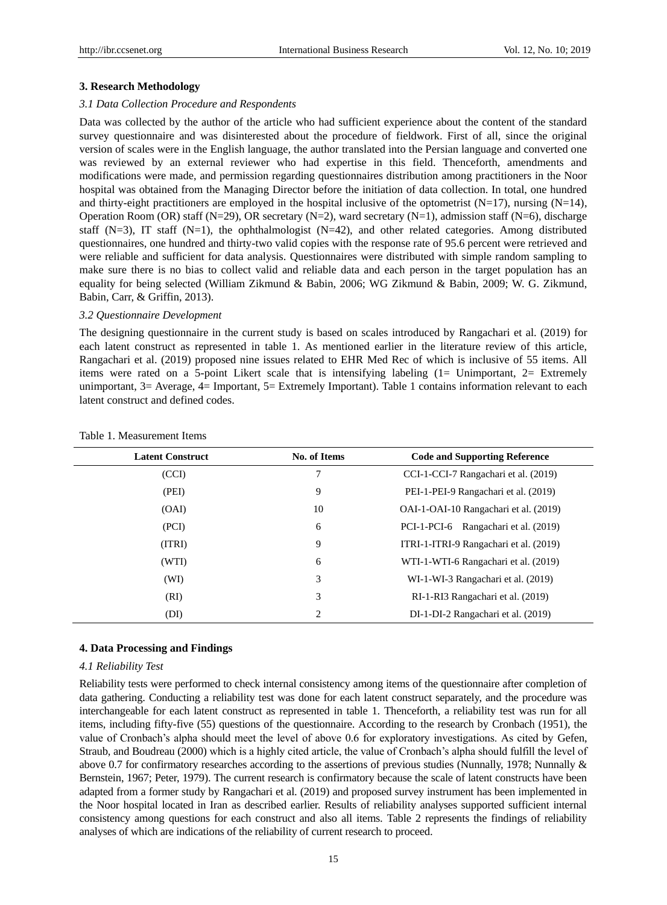## 3. Research Methodology

### *3.1 Data Collection Procedure and Respondents*

Data was collected by the author of the article who had sufficient experience about the content of the standard survey questionnaire and was disinterested about the procedure of fieldwork. First of all, since the original version of scales were in the English language, the author translated into the Persian language and converted one was reviewed by an external reviewer who had expertise in this field. Thenceforth, amendments and modifications were made, and permission regarding questionnaires distribution among practitioners in the Noor hospital was obtained from the Managing Director before the initiation of data collection. In total, one hundred and thirty-eight practitioners are employed in the hospital inclusive of the optometrist (N=17), nursing (N=14), Operation Room (OR) staff (N=29), OR secretary (N=2), ward secretary (N=1), admission staff (N=6), discharge staff (N=3), IT staff (N=1), the ophthalmologist (N=42), and other related categories. Among distributed questionnaires, one hundred and thirty-two valid copies with the response rate of 95.6 percent were retrieved and were reliable and sufficient for data analysis. Questionnaires were distributed with simple random sampling to make sure there is no bias to collect valid and reliable data and each person in the target population has an equality for being selected (William Zikmund & Babin, 2006; WG Zikmund & Babin, 2009; W. G. Zikmund, Babin, Carr, & Griffin, 2013).

### *3.2 Questionnaire Development*

The designing questionnaire in the current study is based on scales introduced by Rangachari et al. (2019) for each latent construct as represented in table 1. As mentioned earlier in the literature review of this article, Rangachari et al. (2019) proposed nine issues related to EHR Med Rec of which is inclusive of 55 items. All items were rated on a 5-point Likert scale that is intensifying labeling (1= Unimportant, 2= Extremely unimportant, 3= Average, 4= Important, 5= Extremely Important). Table 1 contains information relevant to each latent construct and defined codes.

Table 1. Measurement Items

| Latent Construct | No. of Items | Code and Supporting Reference |
|---|---|---|
| (CCI) | 7 | CCI-1-CCI-7 Rangachari et al. (2019) |
| (PEI) | 9 | PEI-1-PEI-9 Rangachari et al. (2019) |
| (OAI) | 10 | OAI-1-OAI-10 Rangachari et al. (2019) |
| (PCI) | 6 | PCI-1-PCI-6 Rangachari et al. (2019) |
| (ITRI) | 9 | ITRI-1-ITRI-9 Rangachari et al. (2019) |
| (WTI) | 6 | WTI-1-WTI-6 Rangachari et al. (2019) |
| (WI) | 3 | WI-1-WI-3 Rangachari et al. (2019) |
| (RI) | 3 | RI-1-RI3 Rangachari et al. (2019) |
| (DI) | 2 | DI-1-DI-2 Rangachari et al. (2019) |

## 4. Data Processing and Findings

### *4.1 Reliability Test*

Reliability tests were performed to check internal consistency among items of the questionnaire after completion of data gathering. Conducting a reliability test was done for each latent construct separately, and the procedure was interchangeable for each latent construct as represented in table 1. Thenceforth, a reliability test was run for all items, including fifty-five (55) questions of the questionnaire. According to the research by Cronbach (1951), the value of Cronbach's alpha should meet the level of above 0.6 for exploratory investigations. As cited by Gefen, Straub, and Boudreau (2000) which is a highly cited article, the value of Cronbach's alpha should fulfill the level of above 0.7 for confirmatory researches according to the assertions of previous studies (Nunnally, 1978; Nunnally & Bernstein, 1967; Peter, 1979). The current research is confirmatory because the scale of latent constructs have been adapted from a former study by Rangachari et al. (2019) and proposed survey instrument has been implemented in the Noor hospital located in Iran as described earlier. Results of reliability analyses supported sufficient internal consistency among questions for each construct and also all items. Table 2 represents the findings of reliability analyses of which are indications of the reliability of current research to proceed.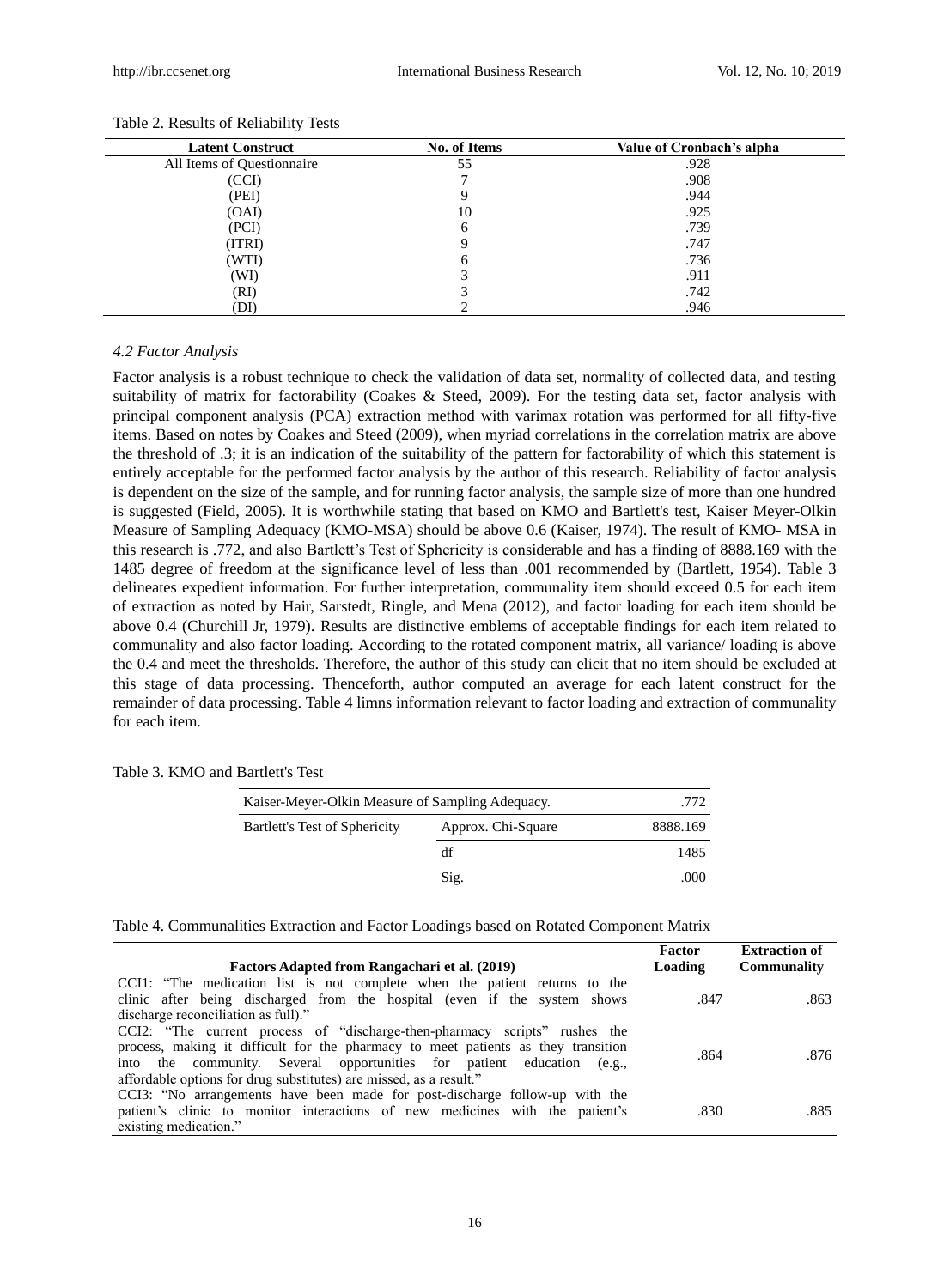Table 2. Results of Reliability Tests

| Latent Construct | No. of Items | Value of Cronbach's alpha |
|---|---|---|
| All Items of Questionnaire | 55 | .928 |
| (CCI) | 7 | .908 |
| (PEI) | 9 | .944 |
| (OAI) | 10 | .925 |
| (PCI) | 6 | .739 |
| (ITRI) | 9 | .747 |
| (WTI) | 6 | .736 |
| (WI) | 3 | .911 |
| (RI) | 3 | .742 |
| (DI) | 2 | .946 |

### *4.2 Factor Analysis*

Factor analysis is a robust technique to check the validation of data set, normality of collected data, and testing suitability of matrix for factorability (Coakes & Steed, 2009). For the testing data set, factor analysis with principal component analysis (PCA) extraction method with varimax rotation was performed for all fifty-five items. Based on notes by Coakes and Steed (2009), when myriad correlations in the correlation matrix are above the threshold of .3; it is an indication of the suitability of the pattern for factorability of which this statement is entirely acceptable for the performed factor analysis by the author of this research. Reliability of factor analysis is dependent on the size of the sample, and for running factor analysis, the sample size of more than one hundred is suggested (Field, 2005). It is worthwhile stating that based on KMO and Bartlett's test, Kaiser Meyer-Olkin Measure of Sampling Adequacy (KMO-MSA) should be above 0.6 (Kaiser, 1974). The result of KMO- MSA in this research is .772, and also Bartlett's Test of Sphericity is considerable and has a finding of 8888.169 with the 1485 degree of freedom at the significance level of less than .001 recommended by (Bartlett, 1954). Table 3 delineates expedient information. For further interpretation, communality item should exceed 0.5 for each item of extraction as noted by Hair, Sarstedt, Ringle, and Mena (2012), and factor loading for each item should be above 0.4 (Churchill Jr, 1979). Results are distinctive emblems of acceptable findings for each item related to communality and also factor loading. According to the rotated component matrix, all variance/ loading is above the 0.4 and meet the thresholds. Therefore, the author of this study can elicit that no item should be excluded at this stage of data processing. Thenceforth, author computed an average for each latent construct for the remainder of data processing. Table 4 limns information relevant to factor loading and extraction of communality for each item.

Table 3. KMO and Bartlett's Test

| Kaiser-Meyer-Olkin Measure of Sampling Adequacy. | | .772 |
|---|---|---|
| Bartlett's Test of Sphericity | Approx. Chi-Square | 8888.169 |
| | df | 1485 |
| | Sig. | .000 |

Table 4. Communalities Extraction and Factor Loadings based on Rotated Component Matrix

| Factors Adapted from Rangachari et al. (2019) | Factor Loading | Extraction of Communality |
|---|---|---|
| CCI1: "The medication list is not complete when the patient returns to the clinic after being discharged from the hospital (even if the system shows discharge reconciliation as full)." | .847 | .863 |
| CCI2: "The current process of "discharge-then-pharmacy scripts" rushes the process, making it difficult for the pharmacy to meet patients as they transition into the community. Several opportunities for patient education (e.g., affordable options for drug substitutes) are missed, as a result." | .864 | .876 |
| CCI3: "No arrangements have been made for post-discharge follow-up with the patient's clinic to monitor interactions of new medicines with the patient's existing medication." | .830 | .885 |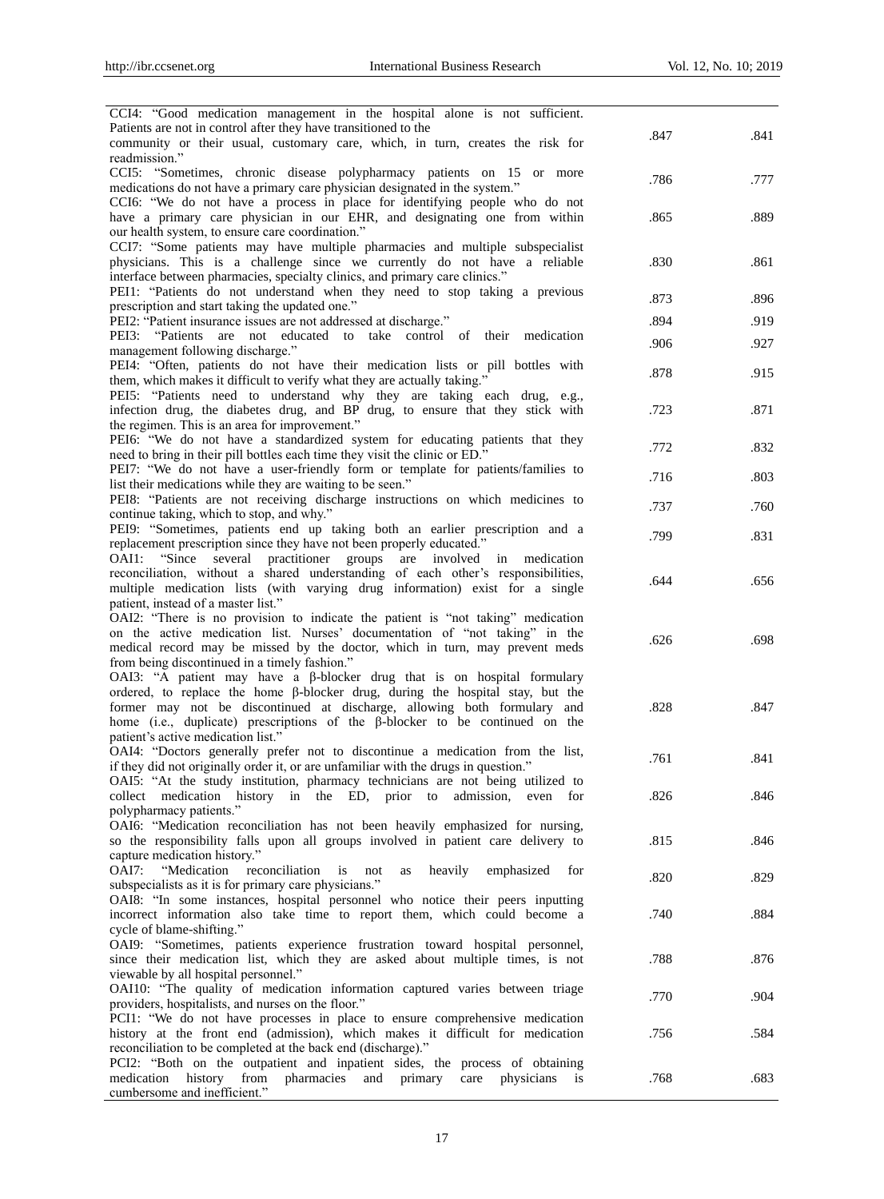| | | |
|---|---|---|
| CCI4: "Good medication management in the hospital alone is not sufficient. Patients are not in control after they have transitioned to the community or their usual, customary care, which, in turn, creates the risk for readmission." | .847 | .841 |
| CCI5: "Sometimes, chronic disease polypharmacy patients on 15 or more medications do not have a primary care physician designated in the system." | .786 | .777 |
| CCI6: "We do not have a process in place for identifying people who do not have a primary care physician in our EHR, and designating one from within our health system, to ensure care coordination." | .865 | .889 |
| CCI7: "Some patients may have multiple pharmacies and multiple subspecialist physicians. This is a challenge since we currently do not have a reliable interface between pharmacies, specialty clinics, and primary care clinics." | .830 | .861 |
| PEI1: "Patients do not understand when they need to stop taking a previous prescription and start taking the updated one." | .873 | .896 |
| PEI2: "Patient insurance issues are not addressed at discharge." | .894 | .919 |
| PEI3: "Patients are not educated to take control of their medication management following discharge." | .906 | .927 |
| PEI4: "Often, patients do not have their medication lists or pill bottles with them, which makes it difficult to verify what they are actually taking." | .878 | .915 |
| PEI5: "Patients need to understand why they are taking each drug, e.g., infection drug, the diabetes drug, and BP drug, to ensure that they stick with the regimen. This is an area for improvement." | .723 | .871 |
| PEI6: "We do not have a standardized system for educating patients that they need to bring in their pill bottles each time they visit the clinic or ED." | .772 | .832 |
| PEI7: "We do not have a user-friendly form or template for patients/families to list their medications while they are waiting to be seen." | .716 | .803 |
| PEI8: "Patients are not receiving discharge instructions on which medicines to continue taking, which to stop, and why." | .737 | .760 |
| PEI9: "Sometimes, patients end up taking both an earlier prescription and a replacement prescription since they have not been properly educated." | .799 | .831 |
| OAI1: "Since several practitioner groups are involved in medication reconciliation, without a shared understanding of each other's responsibilities, multiple medication lists (with varying drug information) exist for a single patient, instead of a master list." | .644 | .656 |
| OAI2: "There is no provision to indicate the patient is "not taking" medication on the active medication list. Nurses' documentation of "not taking" in the medical record may be missed by the doctor, which in turn, may prevent meds from being discontinued in a timely fashion." | .626 | .698 |
| OAI3: "A patient may have a β-blocker drug that is on hospital formulary ordered, to replace the home β-blocker drug, during the hospital stay, but the former may not be discontinued at discharge, allowing both formulary and home (i.e., duplicate) prescriptions of the β-blocker to be continued on the patient's active medication list." | .828 | .847 |
| OAI4: "Doctors generally prefer not to discontinue a medication from the list, if they did not originally order it, or are unfamiliar with the drugs in question." | .761 | .841 |
| OAI5: "At the study institution, pharmacy technicians are not being utilized to collect medication history in the ED, prior to admission, even for polypharmacy patients." | .826 | .846 |
| OAI6: "Medication reconciliation has not been heavily emphasized for nursing, so the responsibility falls upon all groups involved in patient care delivery to capture medication history." | .815 | .846 |
| OAI7: "Medication reconciliation is not as heavily emphasized for subspecialists as it is for primary care physicians." | .820 | .829 |
| OAI8: "In some instances, hospital personnel who notice their peers inputting incorrect information also take time to report them, which could become a cycle of blame-shifting." | .740 | .884 |
| OAI9: "Sometimes, patients experience frustration toward hospital personnel, since their medication list, which they are asked about multiple times, is not viewable by all hospital personnel." | .788 | .876 |
| OAI10: "The quality of medication information captured varies between triage providers, hospitalists, and nurses on the floor." | .770 | .904 |
| PCI1: "We do not have processes in place to ensure comprehensive medication history at the front end (admission), which makes it difficult for medication reconciliation to be completed at the back end (discharge)." | .756 | .584 |
| PCI2: "Both on the outpatient and inpatient sides, the process of obtaining medication history from pharmacies and primary care physicians is cumbersome and inefficient." | .768 | .683 |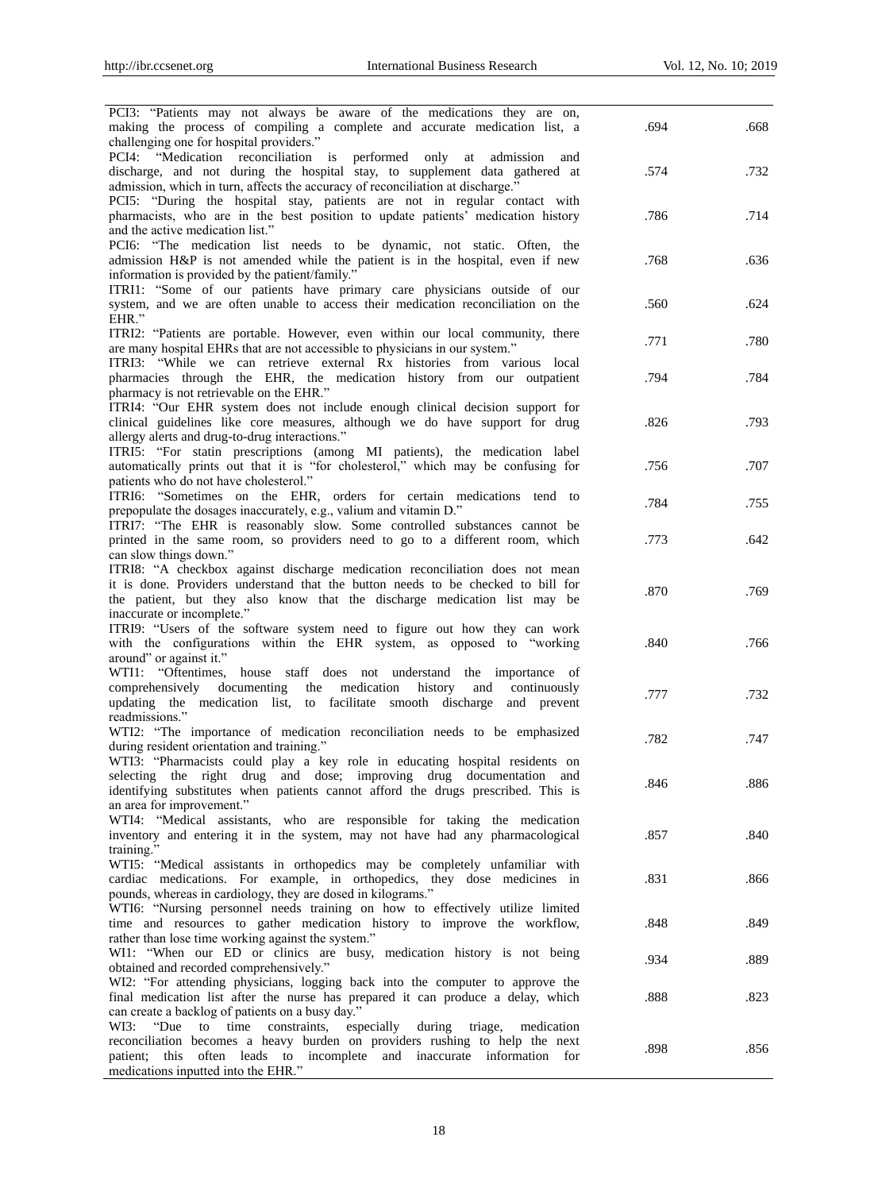| | | |
|---|---|---|
| PCI3: "Patients may not always be aware of the medications they are on, making the process of compiling a complete and accurate medication list, a challenging one for hospital providers." | .694 | .668 |
| PCI4: "Medication reconciliation is performed only at admission and discharge, and not during the hospital stay, to supplement data gathered at admission, which in turn, affects the accuracy of reconciliation at discharge." | .574 | .732 |
| PCI5: "During the hospital stay, patients are not in regular contact with pharmacists, who are in the best position to update patients' medication history and the active medication list." | .786 | .714 |
| PCI6: "The medication list needs to be dynamic, not static. Often, the admission H&P is not amended while the patient is in the hospital, even if new information is provided by the patient/family." | .768 | .636 |
| ITRI1: "Some of our patients have primary care physicians outside of our system, and we are often unable to access their medication reconciliation on the EHR." | .560 | .624 |
| ITRI2: "Patients are portable. However, even within our local community, there are many hospital EHRs that are not accessible to physicians in our system." | .771 | .780 |
| ITRI3: "While we can retrieve external Rx histories from various local pharmacies through the EHR, the medication history from our outpatient pharmacy is not retrievable on the EHR." | .794 | .784 |
| ITRI4: "Our EHR system does not include enough clinical decision support for clinical guidelines like core measures, although we do have support for drug allergy alerts and drug-to-drug interactions." | .826 | .793 |
| ITRI5: "For statin prescriptions (among MI patients), the medication label automatically prints out that it is "for cholesterol," which may be confusing for patients who do not have cholesterol." | .756 | .707 |
| ITRI6: "Sometimes on the EHR, orders for certain medications tend to prepopulate the dosages inaccurately, e.g., valium and vitamin D." | .784 | .755 |
| ITRI7: "The EHR is reasonably slow. Some controlled substances cannot be printed in the same room, so providers need to go to a different room, which can slow things down." | .773 | .642 |
| ITRI8: "A checkbox against discharge medication reconciliation does not mean it is done. Providers understand that the button needs to be checked to bill for the patient, but they also know that the discharge medication list may be inaccurate or incomplete." | .870 | .769 |
| ITRI9: "Users of the software system need to figure out how they can work with the configurations within the EHR system, as opposed to "working around" or against it." | .840 | .766 |
| WTI1: "Oftentimes, house staff does not understand the importance of comprehensively documenting the medication history and continuously updating the medication list, to facilitate smooth discharge and prevent readmissions." | .777 | .732 |
| WTI2: "The importance of medication reconciliation needs to be emphasized during resident orientation and training." | .782 | .747 |
| WTI3: "Pharmacists could play a key role in educating hospital residents on selecting the right drug and dose; improving drug documentation and identifying substitutes when patients cannot afford the drugs prescribed. This is an area for improvement." | .846 | .886 |
| WTI4: "Medical assistants, who are responsible for taking the medication inventory and entering it in the system, may not have had any pharmacological training." | .857 | .840 |
| WTI5: "Medical assistants in orthopedics may be completely unfamiliar with cardiac medications. For example, in orthopedics, they dose medicines in pounds, whereas in cardiology, they are dosed in kilograms." | .831 | .866 |
| WTI6: "Nursing personnel needs training on how to effectively utilize limited time and resources to gather medication history to improve the workflow, rather than lose time working against the system." | .848 | .849 |
| WI1: "When our ED or clinics are busy, medication history is not being obtained and recorded comprehensively." | .934 | .889 |
| WI2: "For attending physicians, logging back into the computer to approve the final medication list after the nurse has prepared it can produce a delay, which can create a backlog of patients on a busy day." | .888 | .823 |
| WI3: "Due to time constraints, especially during triage, medication reconciliation becomes a heavy burden on providers rushing to help the next patient; this often leads to incomplete and inaccurate information for medications inputted into the EHR." | .898 | .856 |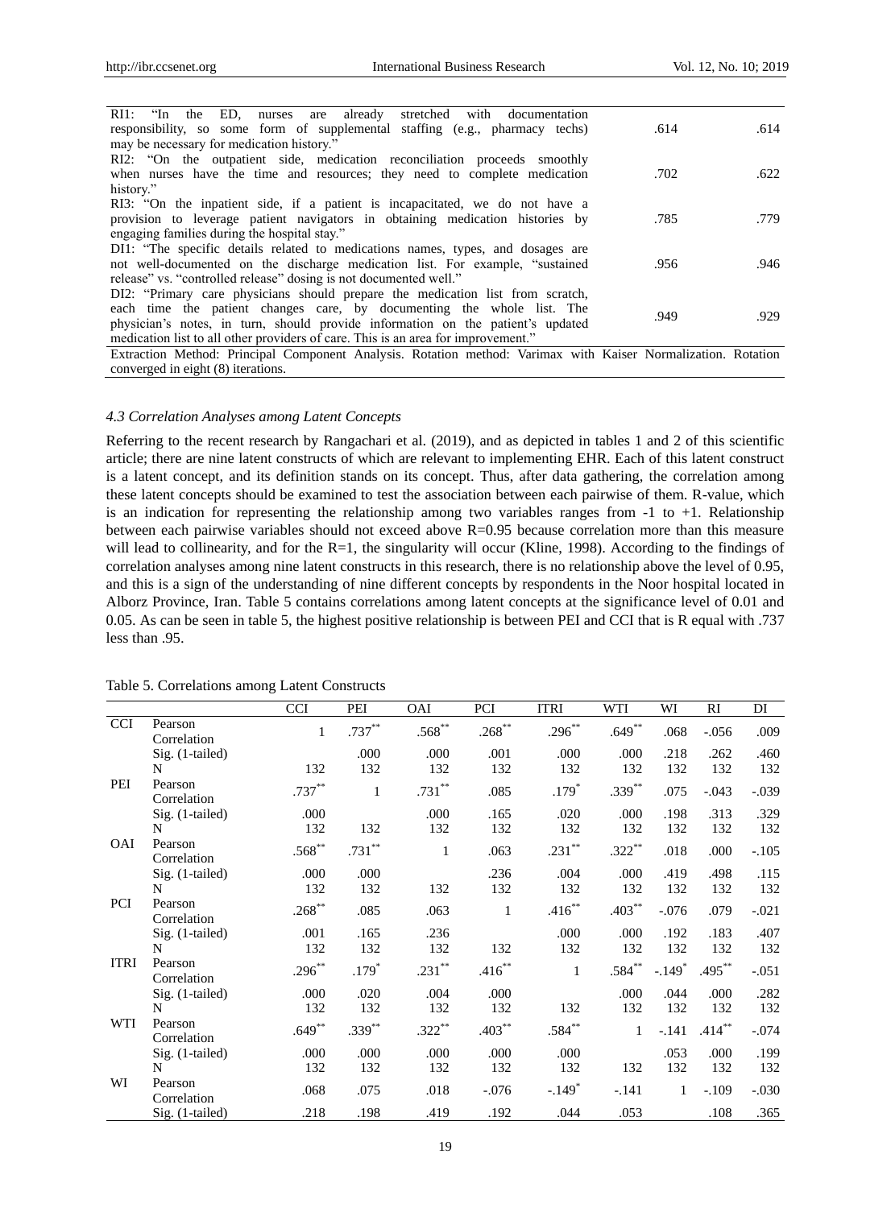| | | |
|---|---|---|
| RI1: "In the ED, nurses are already stretched with documentation responsibility, so some form of supplemental staffing (e.g., pharmacy techs) may be necessary for medication history." | .614 | .614 |
| RI2: "On the outpatient side, medication reconciliation proceeds smoothly when nurses have the time and resources; they need to complete medication history." | .702 | .622 |
| RI3: "On the inpatient side, if a patient is incapacitated, we do not have a provision to leverage patient navigators in obtaining medication histories by engaging families during the hospital stay." | .785 | .779 |
| DI1: "The specific details related to medications names, types, and dosages are not well-documented on the discharge medication list. For example, "sustained release" vs. "controlled release" dosing is not documented well." | .956 | .946 |
| DI2: "Primary care physicians should prepare the medication list from scratch, each time the patient changes care, by documenting the whole list. The physician's notes, in turn, should provide information on the patient's updated medication list to all other providers of care. This is an area for improvement." | .949 | .929 |

Extraction Method: Principal Component Analysis. Rotation method: Varimax with Kaiser Normalization. Rotation converged in eight (8) iterations.

### 4.3 Correlation Analyses among Latent Concepts

Referring to the recent research by Rangachari et al. (2019), and as depicted in tables 1 and 2 of this scientific article; there are nine latent constructs of which are relevant to implementing EHR. Each of this latent construct is a latent concept, and its definition stands on its concept. Thus, after data gathering, the correlation among these latent concepts should be examined to test the association between each pairwise of them. R-value, which is an indication for representing the relationship among two variables ranges from -1 to +1. Relationship between each pairwise variables should not exceed above R=0.95 because correlation more than this measure will lead to collinearity, and for the R=1, the singularity will occur (Kline, 1998). According to the findings of correlation analyses among nine latent constructs in this research, there is no relationship above the level of 0.95, and this is a sign of the understanding of nine different concepts by respondents in the Noor hospital located in Alborz Province, Iran. Table 5 contains correlations among latent concepts at the significance level of 0.01 and 0.05. As can be seen in table 5, the highest positive relationship is between PEI and CCI that is R equal with .737 less than .95.

Table 5. Correlations among Latent Constructs

| | | CCI | PEI | OAI | PCI | ITRI | WTI | WI | RI | DI |
|---|---|---|---|---|---|---|---|---|---|---|
| CCI | Pearson Correlation | 1 | .737** | .568** | .268** | .296** | .649** | .068 | -.056 | .009 |
| | Sig. (1-tailed) | | .000 | .000 | .001 | .000 | .000 | .218 | .262 | .460 |
| | N | 132 | 132 | 132 | 132 | 132 | 132 | 132 | 132 | 132 |
| PEI | Pearson Correlation | .737** | 1 | .731** | .085 | .179* | .339** | .075 | -.043 | -.039 |
| | Sig. (1-tailed) | .000 | | .000 | .165 | .020 | .000 | .198 | .313 | .329 |
| | N | 132 | 132 | 132 | 132 | 132 | 132 | 132 | 132 | 132 |
| OAI | Pearson Correlation | .568** | .731** | 1 | .063 | .231** | .322** | .018 | .000 | -.105 |
| | Sig. (1-tailed) | .000 | .000 | | .236 | .004 | .000 | .419 | .498 | .115 |
| | N | 132 | 132 | 132 | 132 | 132 | 132 | 132 | 132 | 132 |
| PCI | Pearson Correlation | .268** | .085 | .063 | 1 | .416** | .403** | -.076 | .079 | -.021 |
| | Sig. (1-tailed) | .001 | .165 | .236 | | .000 | .000 | .192 | .183 | .407 |
| | N | 132 | 132 | 132 | 132 | 132 | 132 | 132 | 132 | 132 |
| ITRI | Pearson Correlation | .296** | .179* | .231** | .416** | 1 | .584** | -.149* | .495** | -.051 |
| | Sig. (1-tailed) | .000 | .020 | .004 | .000 | | .000 | .044 | .000 | .282 |
| | N | 132 | 132 | 132 | 132 | 132 | 132 | 132 | 132 | 132 |
| WTI | Pearson Correlation | .649** | .339** | .322** | .403** | .584** | 1 | -.141 | .414** | -.074 |
| | Sig. (1-tailed) | .000 | .000 | .000 | .000 | .000 | | .053 | .000 | .199 |
| | N | 132 | 132 | 132 | 132 | 132 | 132 | 132 | 132 | 132 |
| WI | Pearson Correlation | .068 | .075 | .018 | -.076 | -.149* | -.141 | 1 | -.109 | -.030 |
| | Sig. (1-tailed) | .218 | .198 | .419 | .192 | .044 | .053 | | .108 | .365 |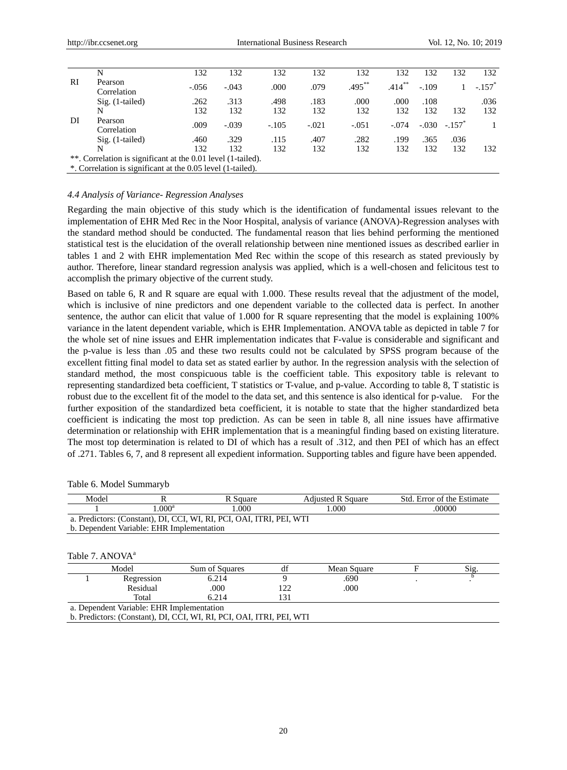| | | | | | | | | | | |
|---|---|---|---|---|---|---|---|---|---|---|
| | N | 132 | 132 | 132 | 132 | 132 | 132 | 132 | 132 | 132 |
| RI | Pearson Correlation | -.056 | -.043 | .000 | .079 | .495** | .414** | -.109 | 1 | -.157* |
| | Sig. (1-tailed) | .262 | .313 | .498 | .183 | .000 | .000 | .108 | | .036 |
| | N | 132 | 132 | 132 | 132 | 132 | 132 | 132 | 132 | 132 |
| DI | Pearson Correlation | .009 | -.039 | -.105 | -.021 | -.051 | -.074 | -.030 | -.157* | 1 |
| | Sig. (1-tailed) | .460 | .329 | .115 | .407 | .282 | .199 | .365 | .036 | |
| | N | 132 | 132 | 132 | 132 | 132 | 132 | 132 | 132 | 132 |

**. Correlation is significant at the 0.01 level (1-tailed).
*. Correlation is significant at the 0.05 level (1-tailed).

### *4.4 Analysis of Variance- Regression Analyses*

Regarding the main objective of this study which is the identification of fundamental issues relevant to the implementation of EHR Med Rec in the Noor Hospital, analysis of variance (ANOVA)-Regression analyses with the standard method should be conducted. The fundamental reason that lies behind performing the mentioned statistical test is the elucidation of the overall relationship between nine mentioned issues as described earlier in tables 1 and 2 with EHR implementation Med Rec within the scope of this research as stated previously by author. Therefore, linear standard regression analysis was applied, which is a well-chosen and felicitous test to accomplish the primary objective of the current study.

Based on table 6, R and R square are equal with 1.000. These results reveal that the adjustment of the model, which is inclusive of nine predictors and one dependent variable to the collected data is perfect. In another sentence, the author can elicit that value of 1.000 for R square representing that the model is explaining 100% variance in the latent dependent variable, which is EHR Implementation. ANOVA table as depicted in table 7 for the whole set of nine issues and EHR implementation indicates that F-value is considerable and significant and the p-value is less than .05 and these two results could not be calculated by SPSS program because of the excellent fitting final model to data set as stated earlier by author. In the regression analysis with the selection of standard method, the most conspicuous table is the coefficient table. This expository table is relevant to representing standardized beta coefficient, T statistics or T-value, and p-value. According to table 8, T statistic is robust due to the excellent fit of the model to the data set, and this sentence is also identical for p-value. For the further exposition of the standardized beta coefficient, it is notable to state that the higher standardized beta coefficient is indicating the most top prediction. As can be seen in table 8, all nine issues have affirmative determination or relationship with EHR implementation that is a meaningful finding based on existing literature. The most top determination is related to DI of which has a result of .312, and then PEI of which has an effect of .271. Tables 6, 7, and 8 represent all expedient information. Supporting tables and figure have been appended.

Table 6. Model Summaryb

| Model | R | R Square | Adjusted R Square | Std. Error of the Estimate |
|---|---|---|---|---|
| 1 | 1.000[a] | 1.000 | 1.000 | .00000 |

a. Predictors: (Constant), DI, CCI, WI, RI, PCI, OAI, ITRI, PEI, WTI
b. Dependent Variable: EHR Implementation

Table 7. ANOVA[a]

| Model | | Sum of Squares | df | Mean Square | F | Sig. |
|---|---|---|---|---|---|---|
| 1 | Regression | 6.214 | 9 | .690 | . | .[b] |
| | Residual | .000 | 122 | .000 | | |
| | Total | 6.214 | 131 | | | |

a. Dependent Variable: EHR Implementation
b. Predictors: (Constant), DI, CCI, WI, RI, PCI, OAI, ITRI, PEI, WTI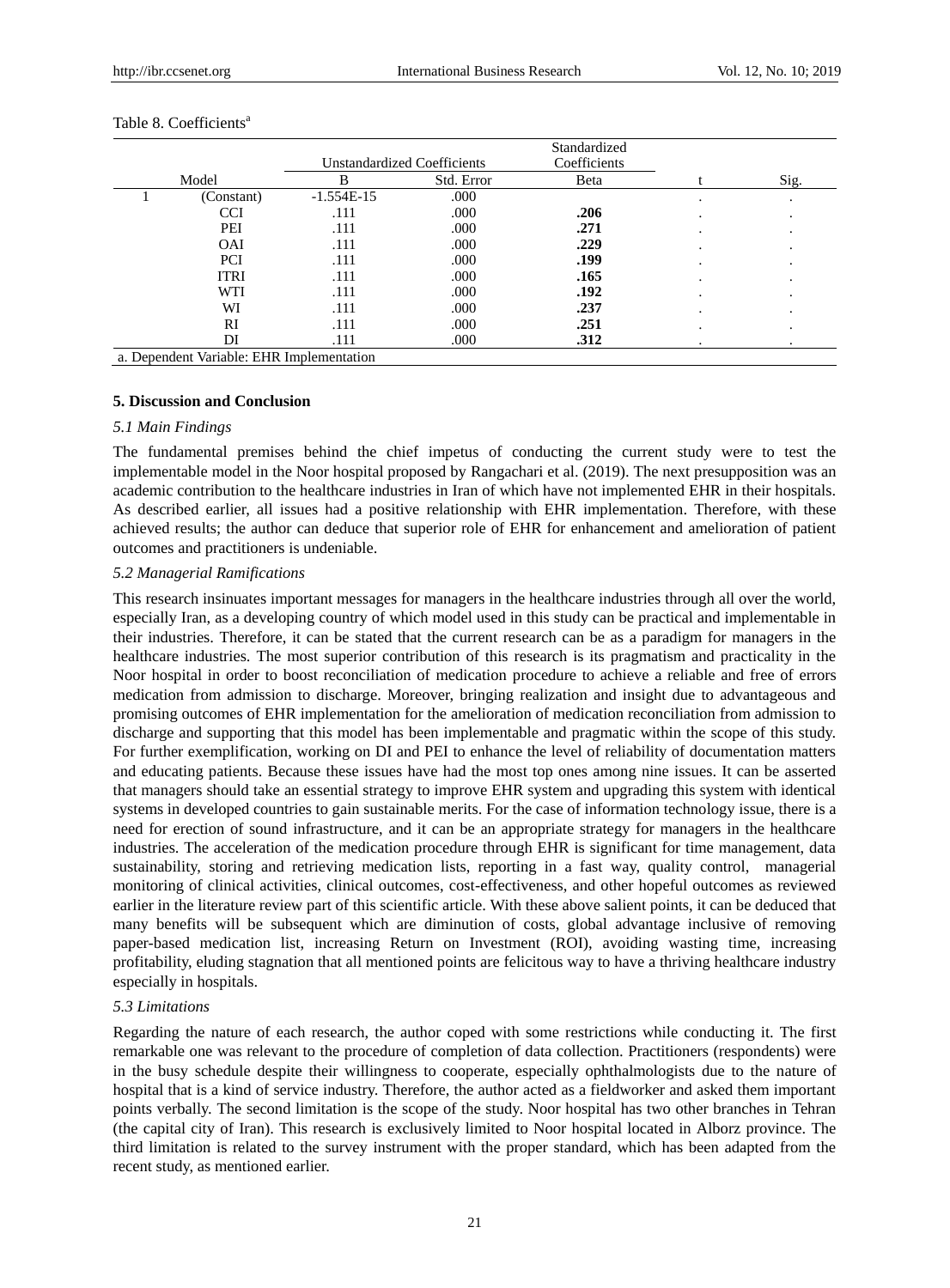Table 8. Coefficients[a]

| Model | | Unstandardized Coefficients | | Standardized Coefficients | | |
|---|---|---|---|---|---|---|
| | | B | Std. Error | Beta | t | Sig. |
| 1 | (Constant) | -1.554E-15 | .000 | | . | . |
| | CCI | .111 | .000 | **.206** | . | . |
| | PEI | .111 | .000 | **.271** | . | . |
| | OAI | .111 | .000 | **.229** | . | . |
| | PCI | .111 | .000 | **.199** | . | . |
| | ITRI | .111 | .000 | **.165** | . | . |
| | WTI | .111 | .000 | **.192** | . | . |
| | WI | .111 | .000 | **.237** | . | . |
| | RI | .111 | .000 | **.251** | . | . |
| | DI | .111 | .000 | **.312** | . | . |

a. Dependent Variable: EHR Implementation

## 5. Discussion and Conclusion

### *5.1 Main Findings*

The fundamental premises behind the chief impetus of conducting the current study were to test the implementable model in the Noor hospital proposed by Rangachari et al. (2019). The next presupposition was an academic contribution to the healthcare industries in Iran of which have not implemented EHR in their hospitals. As described earlier, all issues had a positive relationship with EHR implementation. Therefore, with these achieved results; the author can deduce that superior role of EHR for enhancement and amelioration of patient outcomes and practitioners is undeniable.

### *5.2 Managerial Ramifications*

This research insinuates important messages for managers in the healthcare industries through all over the world, especially Iran, as a developing country of which model used in this study can be practical and implementable in their industries. Therefore, it can be stated that the current research can be as a paradigm for managers in the healthcare industries. The most superior contribution of this research is its pragmatism and practicality in the Noor hospital in order to boost reconciliation of medication procedure to achieve a reliable and free of errors medication from admission to discharge. Moreover, bringing realization and insight due to advantageous and promising outcomes of EHR implementation for the amelioration of medication reconciliation from admission to discharge and supporting that this model has been implementable and pragmatic within the scope of this study. For further exemplification, working on DI and PEI to enhance the level of reliability of documentation matters and educating patients. Because these issues have had the most top ones among nine issues. It can be asserted that managers should take an essential strategy to improve EHR system and upgrading this system with identical systems in developed countries to gain sustainable merits. For the case of information technology issue, there is a need for erection of sound infrastructure, and it can be an appropriate strategy for managers in the healthcare industries. The acceleration of the medication procedure through EHR is significant for time management, data sustainability, storing and retrieving medication lists, reporting in a fast way, quality control, managerial monitoring of clinical activities, clinical outcomes, cost-effectiveness, and other hopeful outcomes as reviewed earlier in the literature review part of this scientific article. With these above salient points, it can be deduced that many benefits will be subsequent which are diminution of costs, global advantage inclusive of removing paper-based medication list, increasing Return on Investment (ROI), avoiding wasting time, increasing profitability, eluding stagnation that all mentioned points are felicitous way to have a thriving healthcare industry especially in hospitals.

### *5.3 Limitations*

Regarding the nature of each research, the author coped with some restrictions while conducting it. The first remarkable one was relevant to the procedure of completion of data collection. Practitioners (respondents) were in the busy schedule despite their willingness to cooperate, especially ophthalmologists due to the nature of hospital that is a kind of service industry. Therefore, the author acted as a fieldworker and asked them important points verbally. The second limitation is the scope of the study. Noor hospital has two other branches in Tehran (the capital city of Iran). This research is exclusively limited to Noor hospital located in Alborz province. The third limitation is related to the survey instrument with the proper standard, which has been adapted from the recent study, as mentioned earlier.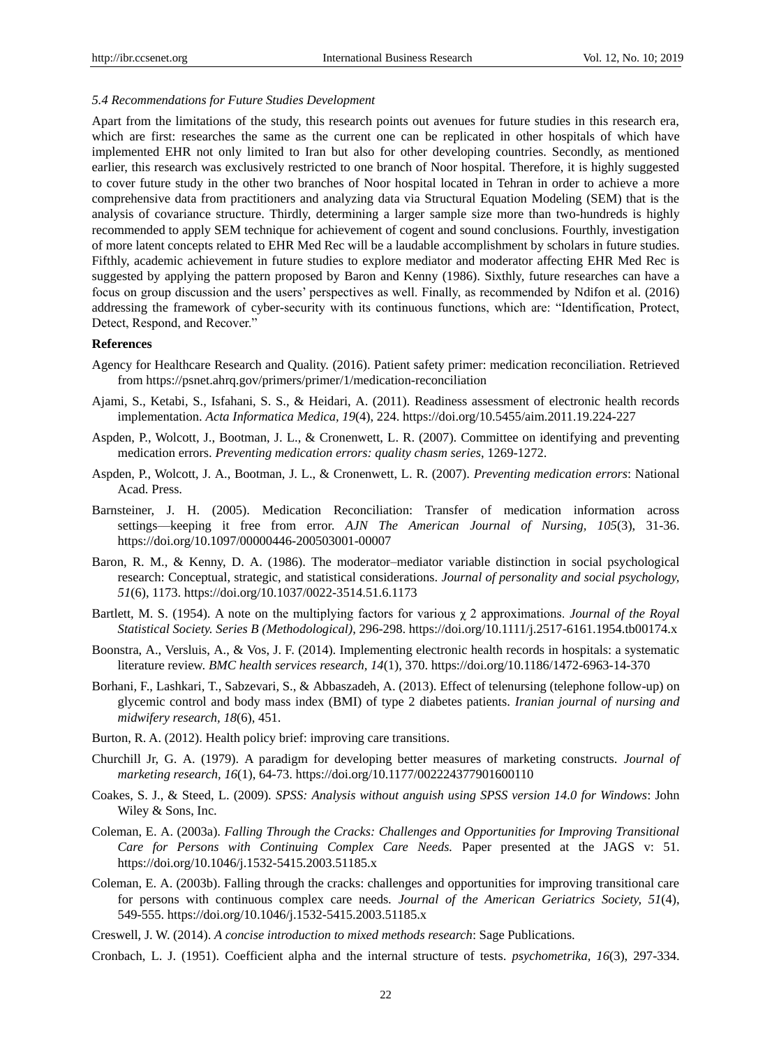### *5.4 Recommendations for Future Studies Development*

Apart from the limitations of the study, this research points out avenues for future studies in this research era, which are first: researches the same as the current one can be replicated in other hospitals of which have implemented EHR not only limited to Iran but also for other developing countries. Secondly, as mentioned earlier, this research was exclusively restricted to one branch of Noor hospital. Therefore, it is highly suggested to cover future study in the other two branches of Noor hospital located in Tehran in order to achieve a more comprehensive data from practitioners and analyzing data via Structural Equation Modeling (SEM) that is the analysis of covariance structure. Thirdly, determining a larger sample size more than two-hundreds is highly recommended to apply SEM technique for achievement of cogent and sound conclusions. Fourthly, investigation of more latent concepts related to EHR Med Rec will be a laudable accomplishment by scholars in future studies. Fifthly, academic achievement in future studies to explore mediator and moderator affecting EHR Med Rec is suggested by applying the pattern proposed by Baron and Kenny (1986). Sixthly, future researches can have a focus on group discussion and the users' perspectives as well. Finally, as recommended by Ndifon et al. (2016) addressing the framework of cyber-security with its continuous functions, which are: "Identification, Protect, Detect, Respond, and Recover."

**References**

Agency for Healthcare Research and Quality. (2016). Patient safety primer: medication reconciliation. Retrieved from https://psnet.ahrq.gov/primers/primer/1/medication-reconciliation

Ajami, S., Ketabi, S., Isfahani, S. S., & Heidari, A. (2011). Readiness assessment of electronic health records implementation. *Acta Informatica Medica, 19*(4), 224. https://doi.org/10.5455/aim.2011.19.224-227

Aspden, P., Wolcott, J., Bootman, J. L., & Cronenwett, L. R. (2007). Committee on identifying and preventing medication errors. *Preventing medication errors: quality chasm series*, 1269-1272.

Aspden, P., Wolcott, J. A., Bootman, J. L., & Cronenwett, L. R. (2007). *Preventing medication errors*: National Acad. Press.

Barnsteiner, J. H. (2005). Medication Reconciliation: Transfer of medication information across settings—keeping it free from error. *AJN The American Journal of Nursing, 105*(3), 31-36. https://doi.org/10.1097/00000446-200503001-00007

Baron, R. M., & Kenny, D. A. (1986). The moderator–mediator variable distinction in social psychological research: Conceptual, strategic, and statistical considerations. *Journal of personality and social psychology, 51*(6), 1173. https://doi.org/10.1037/0022-3514.51.6.1173

Bartlett, M. S. (1954). A note on the multiplying factors for various $\chi$ 2 approximations. *Journal of the Royal Statistical Society. Series B (Methodological)*, 296-298. https://doi.org/10.1111/j.2517-6161.1954.tb00174.x

Boonstra, A., Versluis, A., & Vos, J. F. (2014). Implementing electronic health records in hospitals: a systematic literature review. *BMC health services research, 14*(1), 370. https://doi.org/10.1186/1472-6963-14-370

Borhani, F., Lashkari, T., Sabzevari, S., & Abbaszadeh, A. (2013). Effect of telenursing (telephone follow-up) on glycemic control and body mass index (BMI) of type 2 diabetes patients. *Iranian journal of nursing and midwifery research, 18*(6), 451.

Burton, R. A. (2012). Health policy brief: improving care transitions.

Churchill Jr, G. A. (1979). A paradigm for developing better measures of marketing constructs. *Journal of marketing research, 16*(1), 64-73. https://doi.org/10.1177/002224377901600110

Coakes, S. J., & Steed, L. (2009). *SPSS: Analysis without anguish using SPSS version 14.0 for Windows*: John Wiley & Sons, Inc.

Coleman, E. A. (2003a). *Falling Through the Cracks: Challenges and Opportunities for Improving Transitional Care for Persons with Continuing Complex Care Needs.* Paper presented at the JAGS v: 51. https://doi.org/10.1046/j.1532-5415.2003.51185.x

Coleman, E. A. (2003b). Falling through the cracks: challenges and opportunities for improving transitional care for persons with continuous complex care needs. *Journal of the American Geriatrics Society, 51*(4), 549-555. https://doi.org/10.1046/j.1532-5415.2003.51185.x

Creswell, J. W. (2014). *A concise introduction to mixed methods research*: Sage Publications.

Cronbach, L. J. (1951). Coefficient alpha and the internal structure of tests. *psychometrika, 16*(3), 297-334.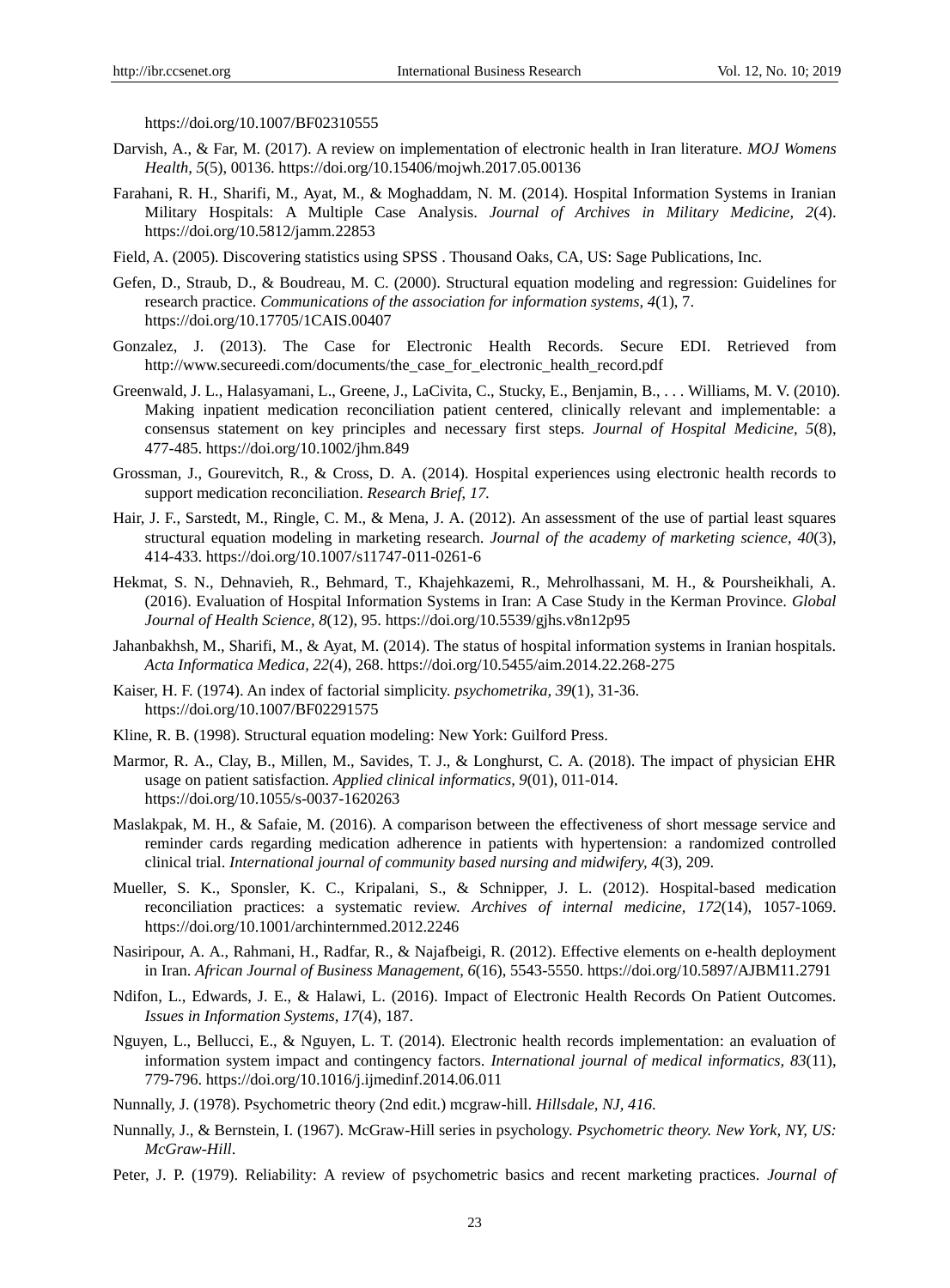https://doi.org/10.1007/BF02310555

Darvish, A., & Far, M. (2017). A review on implementation of electronic health in Iran literature. *MOJ Womens Health, 5*(5), 00136. https://doi.org/10.15406/mojwh.2017.05.00136

Farahani, R. H., Sharifi, M., Ayat, M., & Moghaddam, N. M. (2014). Hospital Information Systems in Iranian Military Hospitals: A Multiple Case Analysis. *Journal of Archives in Military Medicine, 2*(4). https://doi.org/10.5812/jamm.22853

Field, A. (2005). Discovering statistics using SPSS . Thousand Oaks, CA, US: Sage Publications, Inc.

Gefen, D., Straub, D., & Boudreau, M. C. (2000). Structural equation modeling and regression: Guidelines for research practice. *Communications of the association for information systems, 4*(1), 7. https://doi.org/10.17705/1CAIS.00407

Gonzalez, J. (2013). The Case for Electronic Health Records. Secure EDI. Retrieved from http://www.secureedi.com/documents/the_case_for_electronic_health_record.pdf

Greenwald, J. L., Halasyamani, L., Greene, J., LaCivita, C., Stucky, E., Benjamin, B., . . . Williams, M. V. (2010). Making inpatient medication reconciliation patient centered, clinically relevant and implementable: a consensus statement on key principles and necessary first steps. *Journal of Hospital Medicine, 5*(8), 477-485. https://doi.org/10.1002/jhm.849

Grossman, J., Gourevitch, R., & Cross, D. A. (2014). Hospital experiences using electronic health records to support medication reconciliation. *Research Brief, 17.*

Hair, J. F., Sarstedt, M., Ringle, C. M., & Mena, J. A. (2012). An assessment of the use of partial least squares structural equation modeling in marketing research. *Journal of the academy of marketing science, 40*(3), 414-433. https://doi.org/10.1007/s11747-011-0261-6

Hekmat, S. N., Dehnavieh, R., Behmard, T., Khajehkazemi, R., Mehrolhassani, M. H., & Poursheikhali, A. (2016). Evaluation of Hospital Information Systems in Iran: A Case Study in the Kerman Province. *Global Journal of Health Science, 8*(12), 95. https://doi.org/10.5539/gjhs.v8n12p95

Jahanbakhsh, M., Sharifi, M., & Ayat, M. (2014). The status of hospital information systems in Iranian hospitals. *Acta Informatica Medica, 22*(4), 268. https://doi.org/10.5455/aim.2014.22.268-275

Kaiser, H. F. (1974). An index of factorial simplicity. *psychometrika, 39*(1), 31-36. https://doi.org/10.1007/BF02291575

Kline, R. B. (1998). Structural equation modeling: New York: Guilford Press.

Marmor, R. A., Clay, B., Millen, M., Savides, T. J., & Longhurst, C. A. (2018). The impact of physician EHR usage on patient satisfaction. *Applied clinical informatics, 9*(01), 011-014. https://doi.org/10.1055/s-0037-1620263

Maslakpak, M. H., & Safaie, M. (2016). A comparison between the effectiveness of short message service and reminder cards regarding medication adherence in patients with hypertension: a randomized controlled clinical trial. *International journal of community based nursing and midwifery, 4*(3), 209.

Mueller, S. K., Sponsler, K. C., Kripalani, S., & Schnipper, J. L. (2012). Hospital-based medication reconciliation practices: a systematic review. *Archives of internal medicine, 172*(14), 1057-1069. https://doi.org/10.1001/archinternmed.2012.2246

Nasiripour, A. A., Rahmani, H., Radfar, R., & Najafbeigi, R. (2012). Effective elements on e-health deployment in Iran. *African Journal of Business Management, 6*(16), 5543-5550. https://doi.org/10.5897/AJBM11.2791

Ndifon, L., Edwards, J. E., & Halawi, L. (2016). Impact of Electronic Health Records On Patient Outcomes. *Issues in Information Systems, 17*(4), 187.

Nguyen, L., Bellucci, E., & Nguyen, L. T. (2014). Electronic health records implementation: an evaluation of information system impact and contingency factors. *International journal of medical informatics, 83*(11), 779-796. https://doi.org/10.1016/j.ijmedinf.2014.06.011

Nunnally, J. (1978). Psychometric theory (2nd edit.) mcgraw-hill. *Hillsdale, NJ, 416.*

Nunnally, J., & Bernstein, I. (1967). McGraw-Hill series in psychology. *Psychometric theory. New York, NY, US: McGraw-Hill.*

Peter, J. P. (1979). Reliability: A review of psychometric basics and recent marketing practices. *Journal of*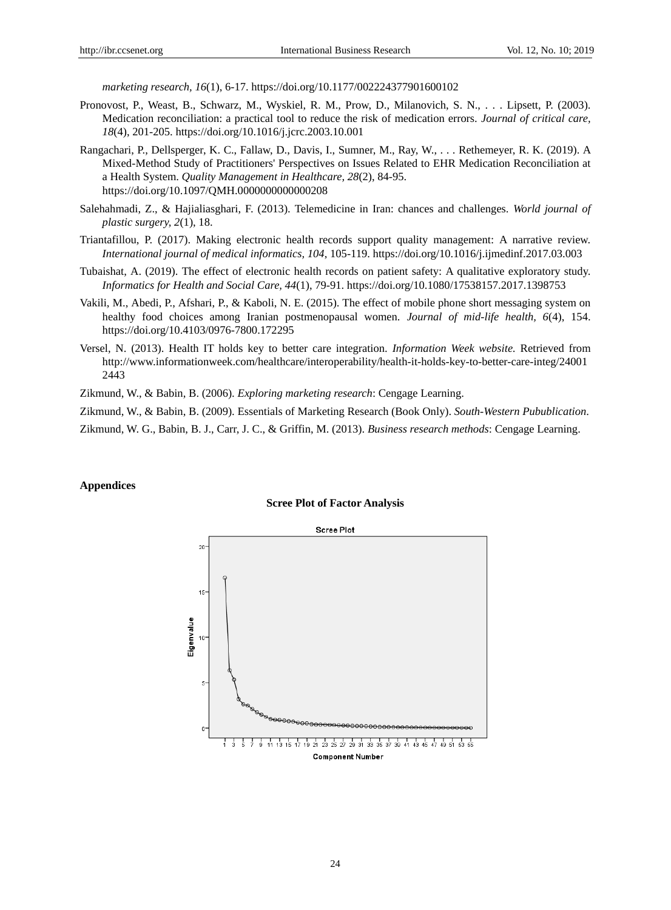*marketing research, 16*(1), 6-17. https://doi.org/10.1177/002224377901600102

Pronovost, P., Weast, B., Schwarz, M., Wyskiel, R. M., Prow, D., Milanovich, S. N., . . . Lipsett, P. (2003). Medication reconciliation: a practical tool to reduce the risk of medication errors. *Journal of critical care, 18*(4), 201-205. https://doi.org/10.1016/j.jcrc.2003.10.001

Rangachari, P., Dellsperger, K. C., Fallaw, D., Davis, I., Sumner, M., Ray, W., . . . Rethemeyer, R. K. (2019). A Mixed-Method Study of Practitioners' Perspectives on Issues Related to EHR Medication Reconciliation at a Health System. *Quality Management in Healthcare, 28*(2), 84-95. https://doi.org/10.1097/QMH.0000000000000208

Salehahmadi, Z., & Hajialiasghari, F. (2013). Telemedicine in Iran: chances and challenges. *World journal of plastic surgery, 2*(1), 18.

Triantafillou, P. (2017). Making electronic health records support quality management: A narrative review. *International journal of medical informatics, 104*, 105-119. https://doi.org/10.1016/j.ijmedinf.2017.03.003

Tubaishat, A. (2019). The effect of electronic health records on patient safety: A qualitative exploratory study. *Informatics for Health and Social Care, 44*(1), 79-91. https://doi.org/10.1080/17538157.2017.1398753

Vakili, M., Abedi, P., Afshari, P., & Kaboli, N. E. (2015). The effect of mobile phone short messaging system on healthy food choices among Iranian postmenopausal women. *Journal of mid-life health, 6*(4), 154. https://doi.org/10.4103/0976-7800.172295

Versel, N. (2013). Health IT holds key to better care integration. *Information Week website.* Retrieved from http://www.informationweek.com/healthcare/interoperability/health-it-holds-key-to-better-care-integ/240012443

Zikmund, W., & Babin, B. (2006). *Exploring marketing research*: Cengage Learning.

Zikmund, W., & Babin, B. (2009). Essentials of Marketing Research (Book Only). *South-Western Pubublication*.

Zikmund, W. G., Babin, B. J., Carr, J. C., & Griffin, M. (2013). *Business research methods*: Cengage Learning.

## Appendices

**Scree Plot of Factor Analysis**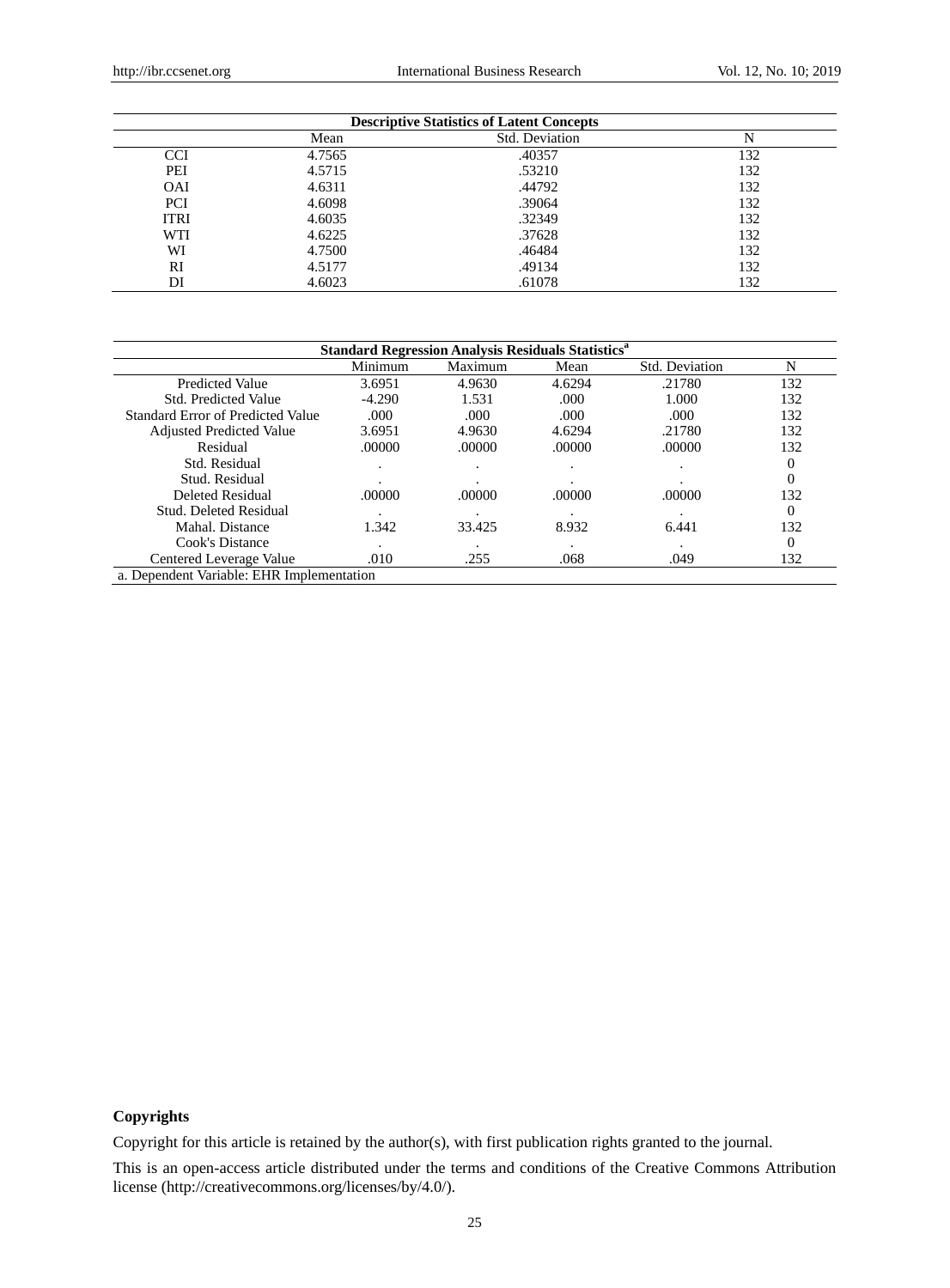**Descriptive Statistics of Latent Concepts**

| | Mean | Std. Deviation | N |
|---|---|---|---|
| CCI | 4.7565 | .40357 | 132 |
| PEI | 4.5715 | .53210 | 132 |
| OAI | 4.6311 | .44792 | 132 |
| PCI | 4.6098 | .39064 | 132 |
| ITRI | 4.6035 | .32349 | 132 |
| WTI | 4.6225 | .37628 | 132 |
| WI | 4.7500 | .46484 | 132 |
| RI | 4.5177 | .49134 | 132 |
| DI | 4.6023 | .61078 | 132 |

**Standard Regression Analysis Residuals Statistics[a]**

| | Minimum | Maximum | Mean | Std. Deviation | N |
|---|---|---|---|---|---|
| Predicted Value | 3.6951 | 4.9630 | 4.6294 | .21780 | 132 |
| Std. Predicted Value | -4.290 | 1.531 | .000 | 1.000 | 132 |
| Standard Error of Predicted Value | .000 | .000 | .000 | .000 | 132 |
| Adjusted Predicted Value | 3.6951 | 4.9630 | 4.6294 | .21780 | 132 |
| Residual | .00000 | .00000 | .00000 | .00000 | 132 |
| Std. Residual | . | . | . | . | 0 |
| Stud. Residual | . | . | . | . | 0 |
| Deleted Residual | .00000 | .00000 | .00000 | .00000 | 132 |
| Stud. Deleted Residual | . | . | . | . | 0 |
| Mahal. Distance | 1.342 | 33.425 | 8.932 | 6.441 | 132 |
| Cook's Distance | . | . | . | . | 0 |
| Centered Leverage Value | .010 | .255 | .068 | .049 | 132 |

a. Dependent Variable: EHR Implementation

**Copyrights**

Copyright for this article is retained by the author(s), with first publication rights granted to the journal.

This is an open-access article distributed under the terms and conditions of the Creative Commons Attribution license (http://creativecommons.org/licenses/by/4.0/).